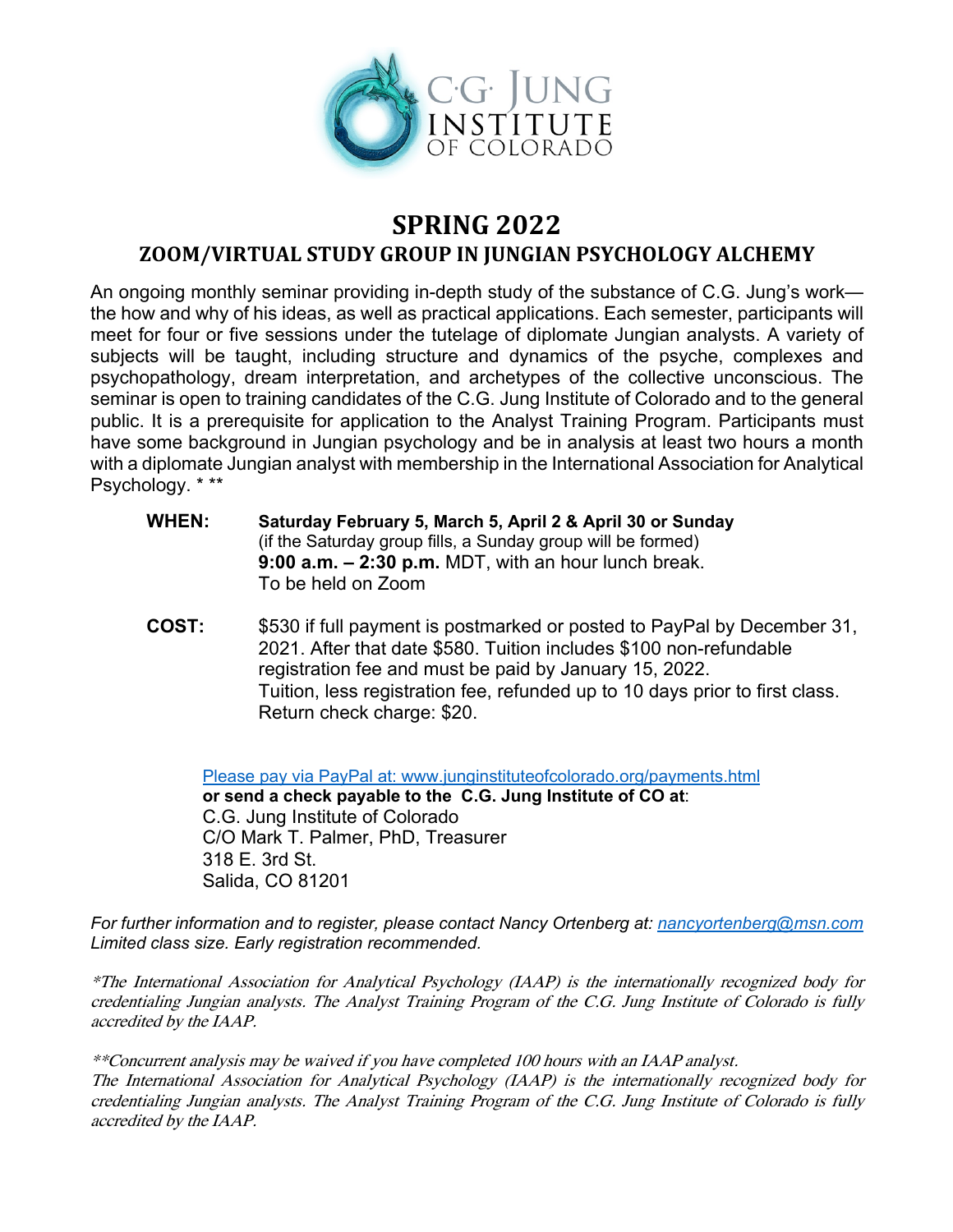C·G· JUNG INSTITUTE OF COLORADO

# SPRING 2022

## ZOOM/VIRTUAL STUDY GROUP IN JUNGIAN PSYCHOLOGY ALCHEMY

An ongoing monthly seminar providing in-depth study of the substance of C.G. Jung's work—the how and why of his ideas, as well as practical applications. Each semester, participants will meet for four or five sessions under the tutelage of diplomate Jungian analysts. A variety of subjects will be taught, including structure and dynamics of the psyche, complexes and psychopathology, dream interpretation, and archetypes of the collective unconscious. The seminar is open to training candidates of the C.G. Jung Institute of Colorado and to the general public. It is a prerequisite for application to the Analyst Training Program. Participants must have some background in Jungian psychology and be in analysis at least two hours a month with a diplomate Jungian analyst with membership in the International Association for Analytical Psychology. * **

**WHEN:** **Saturday February 5, March 5, April 2 & April 30 or Sunday**
(if the Saturday group fills, a Sunday group will be formed)
**9:00 a.m. – 2:30 p.m.** MDT, with an hour lunch break.
To be held on Zoom

**COST:** $530 if full payment is postmarked or posted to PayPal by December 31, 2021. After that date $580. Tuition includes $100 non-refundable registration fee and must be paid by January 15, 2022.
Tuition, less registration fee, refunded up to 10 days prior to first class.
Return check charge: $20.

Please pay via PayPal at: www.junginstituteofcolorado.org/payments.html
**or send a check payable to the C.G. Jung Institute of CO at**:
C.G. Jung Institute of Colorado
C/O Mark T. Palmer, PhD, Treasurer
318 E. 3rd St.
Salida, CO 81201

*For further information and to register, please contact Nancy Ortenberg at: nancyortenberg@msn.com*
*Limited class size. Early registration recommended.*

*\*The International Association for Analytical Psychology (IAAP) is the internationally recognized body for credentialing Jungian analysts. The Analyst Training Program of the C.G. Jung Institute of Colorado is fully accredited by the IAAP.*

*\*\*Concurrent analysis may be waived if you have completed 100 hours with an IAAP analyst.*
*The International Association for Analytical Psychology (IAAP) is the internationally recognized body for credentialing Jungian analysts. The Analyst Training Program of the C.G. Jung Institute of Colorado is fully accredited by the IAAP.*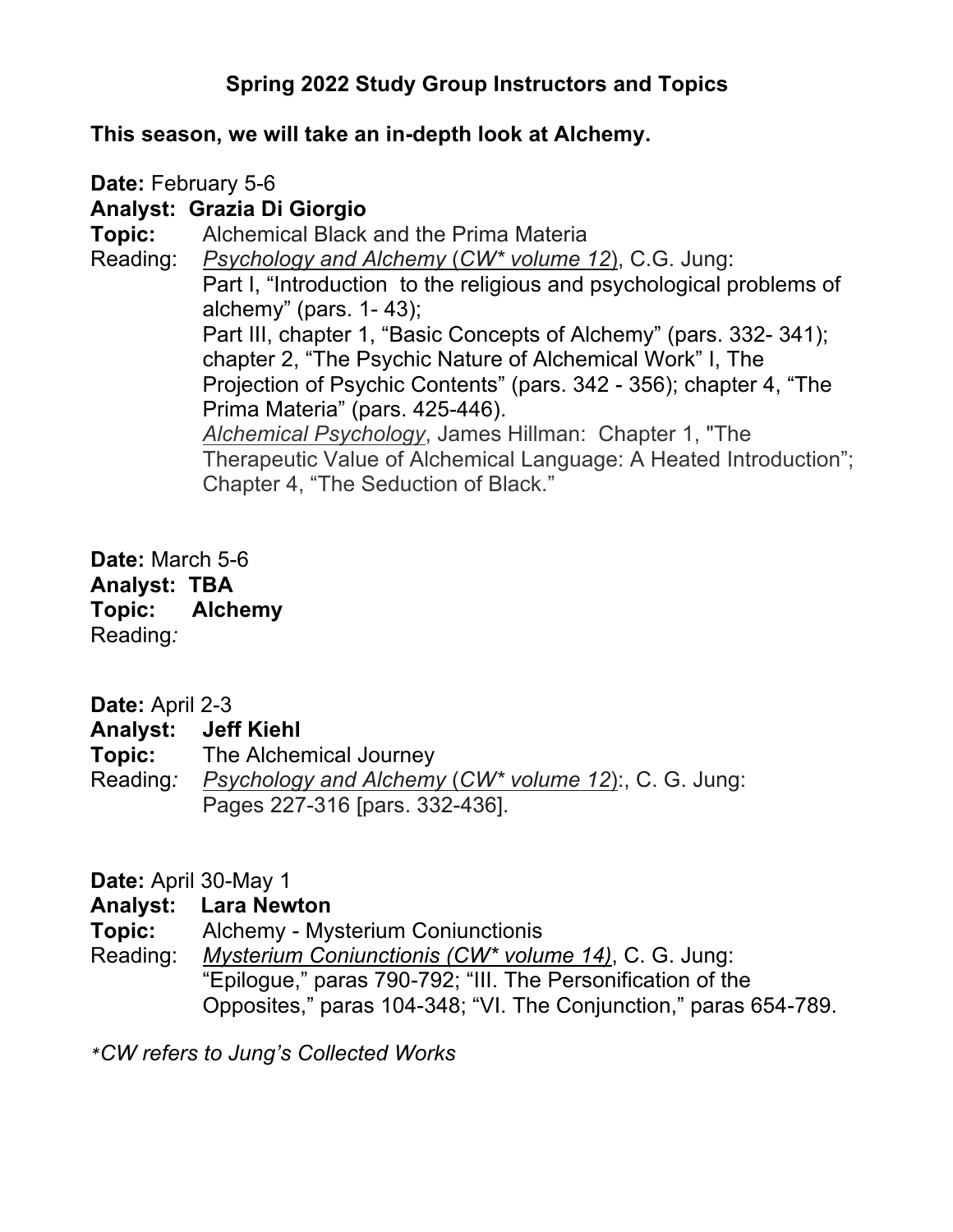## Spring 2022 Study Group Instructors and Topics

**This season, we will take an in-depth look at Alchemy.**

**Date:** February 5-6
**Analyst: Grazia Di Giorgio**
**Topic:** Alchemical Black and the Prima Materia
Reading: *Psychology and Alchemy* (*CW* volume 12*), C.G. Jung:
Part I, "Introduction to the religious and psychological problems of alchemy" (pars. 1- 43);
Part III, chapter 1, "Basic Concepts of Alchemy" (pars. 332- 341); chapter 2, "The Psychic Nature of Alchemical Work" I, The Projection of Psychic Contents" (pars. 342 - 356); chapter 4, "The Prima Materia" (pars. 425-446).
*Alchemical Psychology*, James Hillman: Chapter 1, "The Therapeutic Value of Alchemical Language: A Heated Introduction"; Chapter 4, "The Seduction of Black."

**Date:** March 5-6
**Analyst: TBA**
**Topic: Alchemy**
Reading*:*

**Date:** April 2-3
**Analyst: Jeff Kiehl**
**Topic:** The Alchemical Journey
Reading*:* *Psychology and Alchemy* (*CW* volume 12*):, C. G. Jung:
Pages 227-316 [pars. 332-436].

**Date:** April 30-May 1
**Analyst: Lara Newton**
**Topic:** Alchemy - Mysterium Coniunctionis
Reading: *Mysterium Coniunctionis (CW* volume 14)*, C. G. Jung:
"Epilogue," paras 790-792; "III. The Personification of the Opposites," paras 104-348; "VI. The Conjunction," paras 654-789.

**CW refers to Jung's Collected Works*